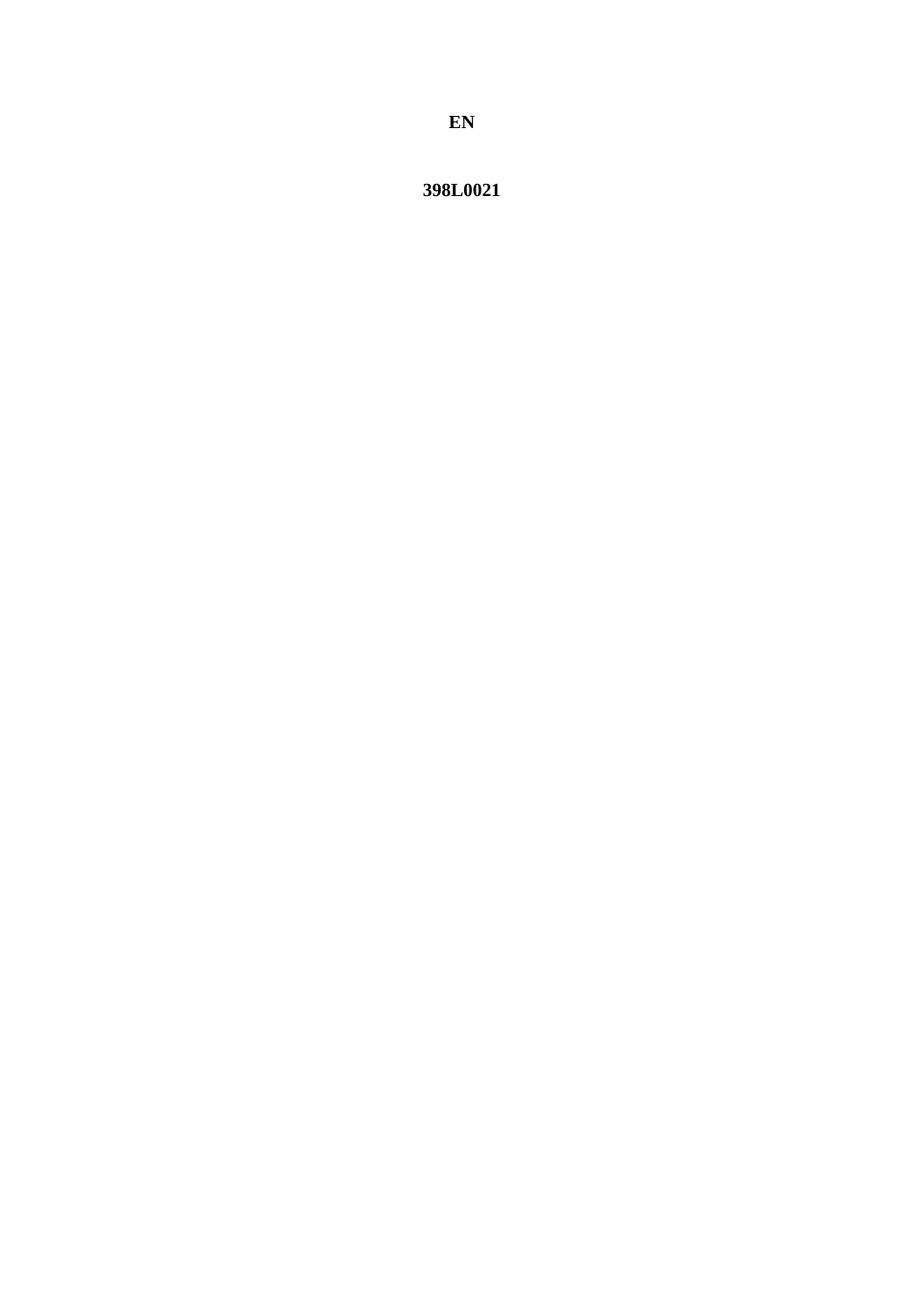**EN**

**398L0021**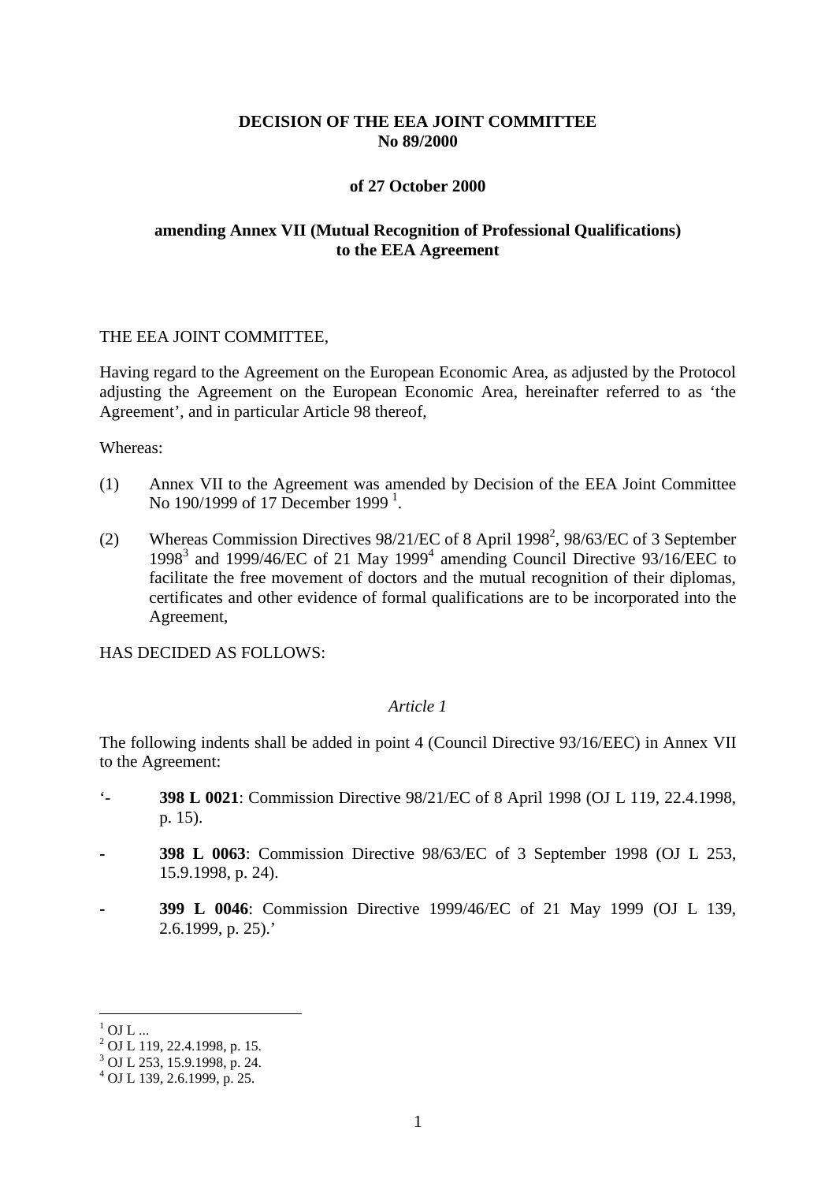**DECISION OF THE EEA JOINT COMMITTEE**
**No 89/2000**

**of 27 October 2000**

**amending Annex VII (Mutual Recognition of Professional Qualifications) to the EEA Agreement**

THE EEA JOINT COMMITTEE,

Having regard to the Agreement on the European Economic Area, as adjusted by the Protocol adjusting the Agreement on the European Economic Area, hereinafter referred to as 'the Agreement', and in particular Article 98 thereof,

Whereas:

(1) Annex VII to the Agreement was amended by Decision of the EEA Joint Committee No 190/1999 of 17 December 1999 [1].

(2) Whereas Commission Directives 98/21/EC of 8 April 1998[2], 98/63/EC of 3 September 1998[3] and 1999/46/EC of 21 May 1999[4] amending Council Directive 93/16/EEC to facilitate the free movement of doctors and the mutual recognition of their diplomas, certificates and other evidence of formal qualifications are to be incorporated into the Agreement,

HAS DECIDED AS FOLLOWS:

*Article 1*

The following indents shall be added in point 4 (Council Directive 93/16/EEC) in Annex VII to the Agreement:

'- **398 L 0021**: Commission Directive 98/21/EC of 8 April 1998 (OJ L 119, 22.4.1998, p. 15).

- **398 L 0063**: Commission Directive 98/63/EC of 3 September 1998 (OJ L 253, 15.9.1998, p. 24).

- **399 L 0046**: Commission Directive 1999/46/EC of 21 May 1999 (OJ L 139, 2.6.1999, p. 25).'

---

[1] OJ L ...
[2] OJ L 119, 22.4.1998, p. 15.
[3] OJ L 253, 15.9.1998, p. 24.
[4] OJ L 139, 2.6.1999, p. 25.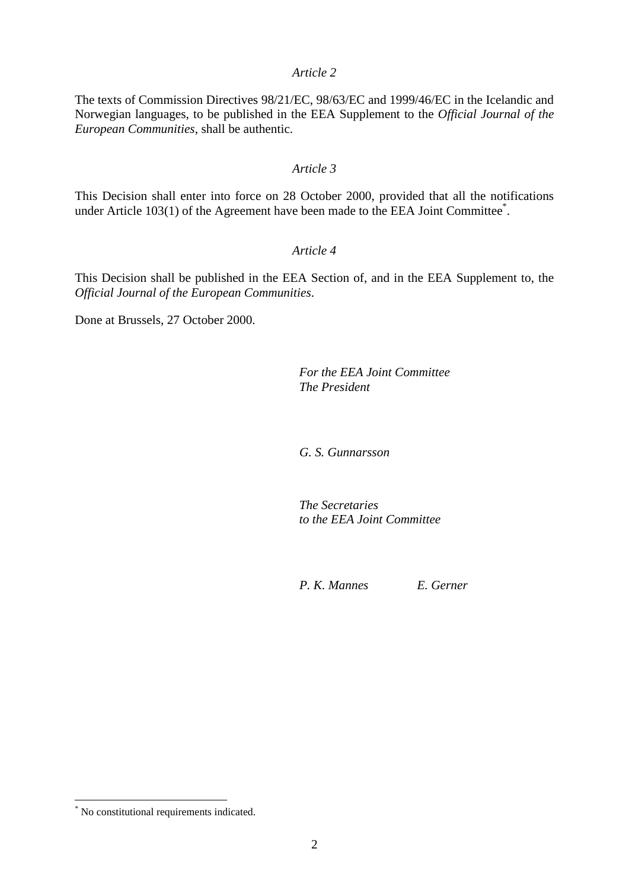*Article 2*

The texts of Commission Directives 98/21/EC, 98/63/EC and 1999/46/EC in the Icelandic and Norwegian languages, to be published in the EEA Supplement to the *Official Journal of the European Communities*, shall be authentic.

*Article 3*

This Decision shall enter into force on 28 October 2000, provided that all the notifications under Article 103(1) of the Agreement have been made to the EEA Joint Committee[*].

*Article 4*

This Decision shall be published in the EEA Section of, and in the EEA Supplement to, the *Official Journal of the European Communities*.

Done at Brussels, 27 October 2000.

*For the EEA Joint Committee*
*The President*

*G. S. Gunnarsson*

*The Secretaries*
*to the EEA Joint Committee*

*P. K. Mannes* *E. Gerner*

---

[*] No constitutional requirements indicated.